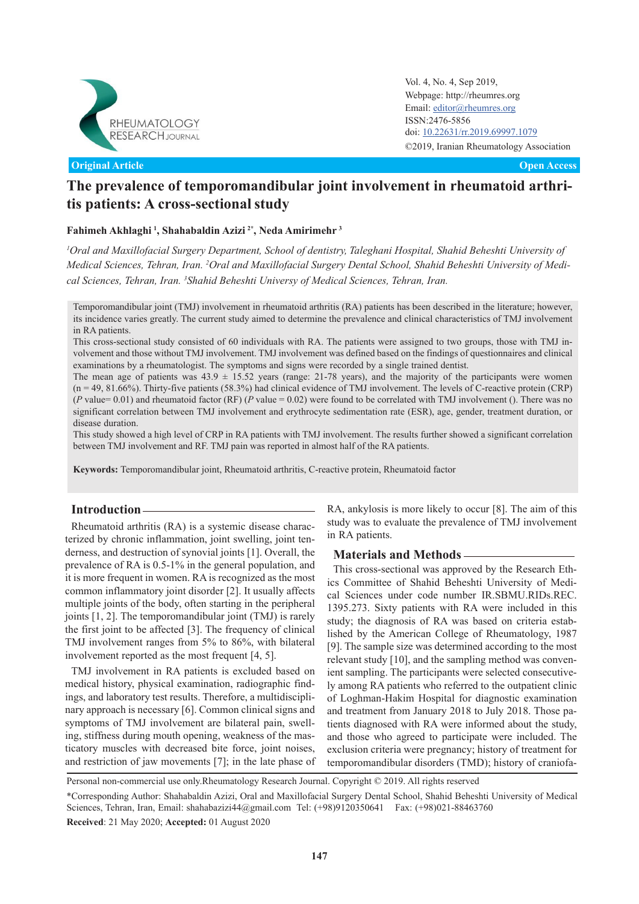Original Article

Open Access

# The prevalence of temporomandibular joint involvement in rheumatoid arthritis patients: A cross-sectional study

**Fahimeh Akhlaghi [1], Shahabaldin Azizi [2*], Neda Amirimehr [3]**

*[1]Oral and Maxillofacial Surgery Department, School of dentistry, Taleghani Hospital, Shahid Beheshti University of Medical Sciences, Tehran, Iran. [2]Oral and Maxillofacial Surgery Dental School, Shahid Beheshti University of Medical Sciences, Tehran, Iran. [3]Shahid Beheshti Universy of Medical Sciences, Tehran, Iran.*

Temporomandibular joint (TMJ) involvement in rheumatoid arthritis (RA) patients has been described in the literature; however, its incidence varies greatly. The current study aimed to determine the prevalence and clinical characteristics of TMJ involvement in RA patients.

This cross-sectional study consisted of 60 individuals with RA. The patients were assigned to two groups, those with TMJ involvement and those without TMJ involvement. TMJ involvement was defined based on the findings of questionnaires and clinical examinations by a rheumatologist. The symptoms and signs were recorded by a single trained dentist.

The mean age of patients was 43.9 ± 15.52 years (range: 21-78 years), and the majority of the participants were women (n = 49, 81.66%). Thirty-five patients (58.3%) had clinical evidence of TMJ involvement. The levels of C-reactive protein (CRP) (*P* value= 0.01) and rheumatoid factor (RF) (*P* value = 0.02) were found to be correlated with TMJ involvement (). There was no significant correlation between TMJ involvement and erythrocyte sedimentation rate (ESR), age, gender, treatment duration, or disease duration.

This study showed a high level of CRP in RA patients with TMJ involvement. The results further showed a significant correlation between TMJ involvement and RF. TMJ pain was reported in almost half of the RA patients.

**Keywords:** Temporomandibular joint, Rheumatoid arthritis, C-reactive protein, Rheumatoid factor

## Introduction

Rheumatoid arthritis (RA) is a systemic disease characterized by chronic inflammation, joint swelling, joint tenderness, and destruction of synovial joints [1]. Overall, the prevalence of RA is 0.5-1% in the general population, and it is more frequent in women. RA is recognized as the most common inflammatory joint disorder [2]. It usually affects multiple joints of the body, often starting in the peripheral joints [1, 2]. The temporomandibular joint (TMJ) is rarely the first joint to be affected [3]. The frequency of clinical TMJ involvement ranges from 5% to 86%, with bilateral involvement reported as the most frequent [4, 5].

TMJ involvement in RA patients is excluded based on medical history, physical examination, radiographic findings, and laboratory test results. Therefore, a multidisciplinary approach is necessary [6]. Common clinical signs and symptoms of TMJ involvement are bilateral pain, swelling, stiffness during mouth opening, weakness of the masticatory muscles with decreased bite force, joint noises, and restriction of jaw movements [7]; in the late phase of RA, ankylosis is more likely to occur [8]. The aim of this study was to evaluate the prevalence of TMJ involvement in RA patients.

## Materials and Methods

This cross-sectional was approved by the Research Ethics Committee of Shahid Beheshti University of Medical Sciences under code number IR.SBMU.RIDs.REC.1395.273. Sixty patients with RA were included in this study; the diagnosis of RA was based on criteria established by the American College of Rheumatology, 1987 [9]. The sample size was determined according to the most relevant study [10], and the sampling method was convenient sampling. The participants were selected consecutively among RA patients who referred to the outpatient clinic of Loghman-Hakim Hospital for diagnostic examination and treatment from January 2018 to July 2018. Those patients diagnosed with RA were informed about the study, and those who agreed to participate were included. The exclusion criteria were pregnancy; history of treatment for temporomandibular disorders (TMD); history of craniofa-

Personal non-commercial use only.Rheumatology Research Journal. Copyright © 2019. All rights reserved

*Corresponding Author: Shahabaldin Azizi, Oral and Maxillofacial Surgery Dental School, Shahid Beheshti University of Medical Sciences, Tehran, Iran, Email: shahabazizi44@gmail.com Tel: (+98)9120350641 Fax: (+98)021-88463760

**Received**: 21 May 2020; **Accepted:** 01 August 2020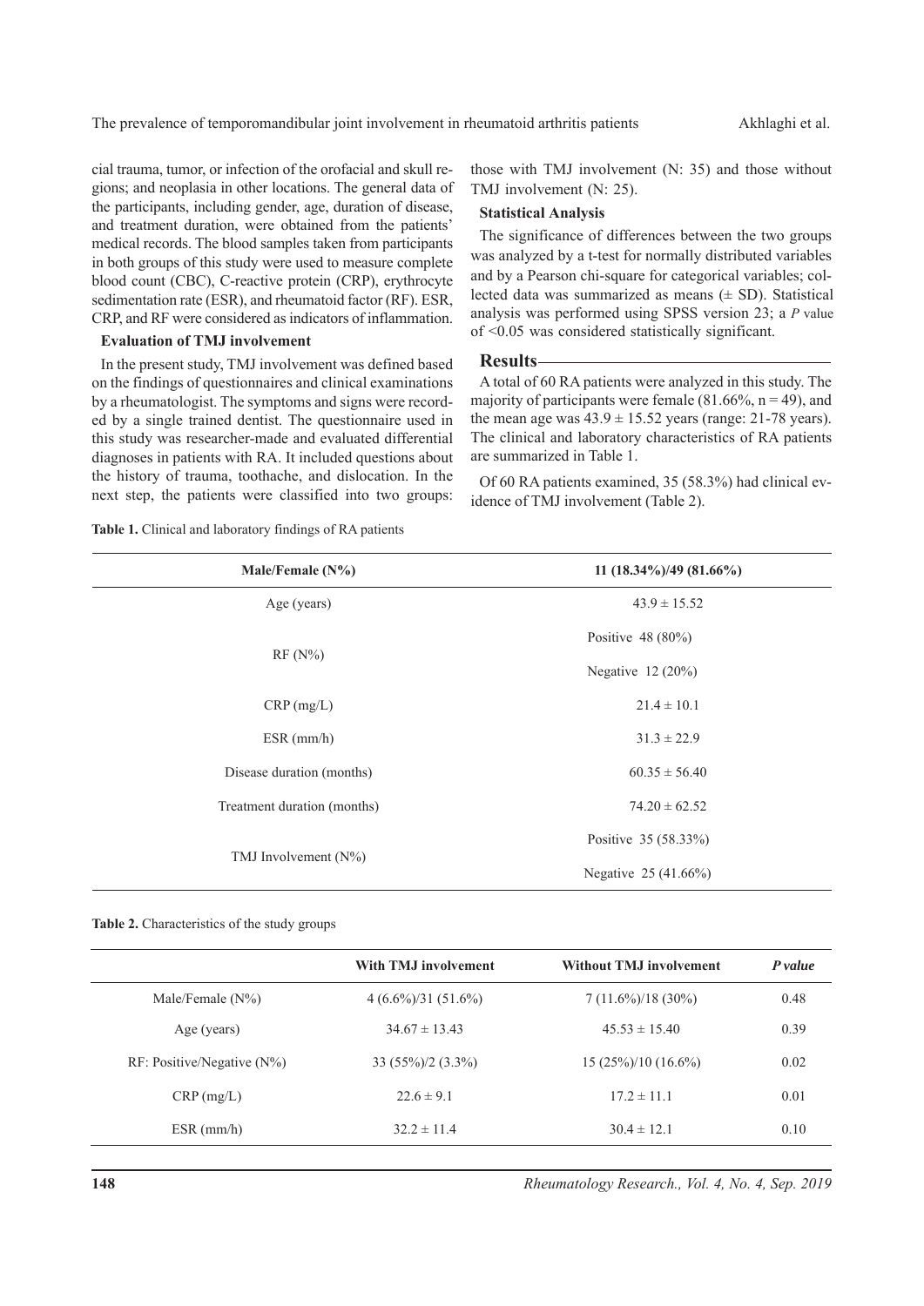cial trauma, tumor, or infection of the orofacial and skull regions; and neoplasia in other locations. The general data of the participants, including gender, age, duration of disease, and treatment duration, were obtained from the patients' medical records. The blood samples taken from participants in both groups of this study were used to measure complete blood count (CBC), C-reactive protein (CRP), erythrocyte sedimentation rate (ESR), and rheumatoid factor (RF). ESR, CRP, and RF were considered as indicators of inflammation.

**Evaluation of TMJ involvement**

In the present study, TMJ involvement was defined based on the findings of questionnaires and clinical examinations by a rheumatologist. The symptoms and signs were recorded by a single trained dentist. The questionnaire used in this study was researcher-made and evaluated differential diagnoses in patients with RA. It included questions about the history of trauma, toothache, and dislocation. In the next step, the patients were classified into two groups: those with TMJ involvement (N: 35) and those without TMJ involvement (N: 25).

**Statistical Analysis**

The significance of differences between the two groups was analyzed by a t-test for normally distributed variables and by a Pearson chi-square for categorical variables; collected data was summarized as means (± SD). Statistical analysis was performed using SPSS version 23; a *P* value of <0.05 was considered statistically significant.

## Results

A total of 60 RA patients were analyzed in this study. The majority of participants were female (81.66%, n = 49), and the mean age was 43.9 ± 15.52 years (range: 21-78 years). The clinical and laboratory characteristics of RA patients are summarized in Table 1.

Of 60 RA patients examined, 35 (58.3%) had clinical evidence of TMJ involvement (Table 2).

**Table 1.** Clinical and laboratory findings of RA patients

| Male/Female (N%) | 11 (18.34%)/49 (81.66%) |
|---|---|
| Age (years) | 43.9 ± 15.52 |
| RF (N%) | Positive 48 (80%) |
| | Negative 12 (20%) |
| CRP (mg/L) | 21.4 ± 10.1 |
| ESR (mm/h) | 31.3 ± 22.9 |
| Disease duration (months) | 60.35 ± 56.40 |
| Treatment duration (months) | 74.20 ± 62.52 |
| TMJ Involvement (N%) | Positive 35 (58.33%) |
| | Negative 25 (41.66%) |

**Table 2.** Characteristics of the study groups

| | With TMJ involvement | Without TMJ involvement | *P value* |
|---|---|---|---|
| Male/Female (N%) | 4 (6.6%)/31 (51.6%) | 7 (11.6%)/18 (30%) | 0.48 |
| Age (years) | 34.67 ± 13.43 | 45.53 ± 15.40 | 0.39 |
| RF: Positive/Negative (N%) | 33 (55%)/2 (3.3%) | 15 (25%)/10 (16.6%) | 0.02 |
| CRP (mg/L) | 22.6 ± 9.1 | 17.2 ± 11.1 | 0.01 |
| ESR (mm/h) | 32.2 ± 11.4 | 30.4 ± 12.1 | 0.10 |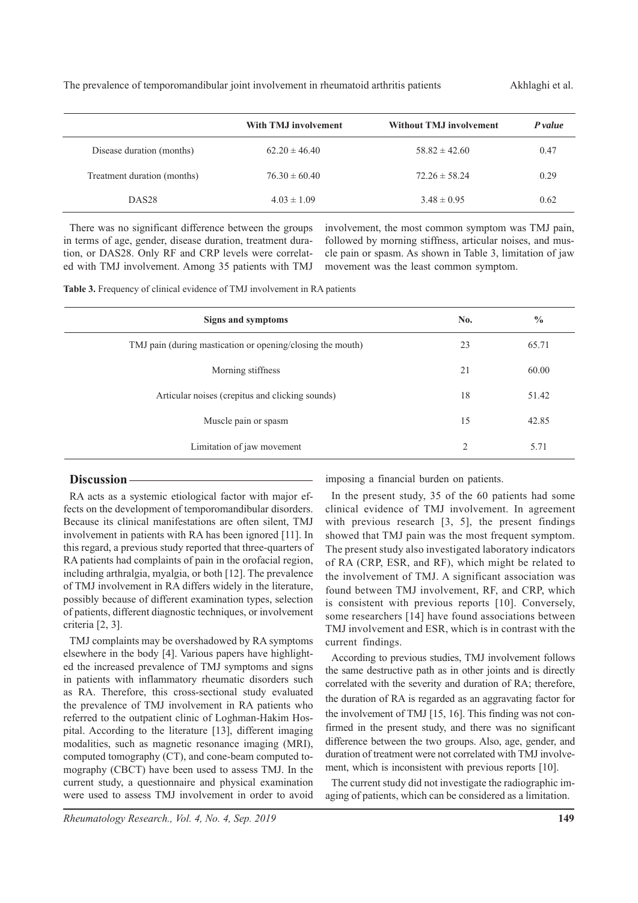|  | With TMJ involvement | Without TMJ involvement | *P value* |
| --- | --- | --- | --- |
| Disease duration (months) | 62.20 ± 46.40 | 58.82 ± 42.60 | 0.47 |
| Treatment duration (months) | 76.30 ± 60.40 | 72.26 ± 58.24 | 0.29 |
| DAS28 | 4.03 ± 1.09 | 3.48 ± 0.95 | 0.62 |

There was no significant difference between the groups in terms of age, gender, disease duration, treatment duration, or DAS28. Only RF and CRP levels were correlated with TMJ involvement. Among 35 patients with TMJ involvement, the most common symptom was TMJ pain, followed by morning stiffness, articular noises, and muscle pain or spasm. As shown in Table 3, limitation of jaw movement was the least common symptom.

**Table 3.** Frequency of clinical evidence of TMJ involvement in RA patients

| Signs and symptoms | No. | % |
| --- | --- | --- |
| TMJ pain (during mastication or opening/closing the mouth) | 23 | 65.71 |
| Morning stiffness | 21 | 60.00 |
| Articular noises (crepitus and clicking sounds) | 18 | 51.42 |
| Muscle pain or spasm | 15 | 42.85 |
| Limitation of jaw movement | 2 | 5.71 |

## Discussion

RA acts as a systemic etiological factor with major effects on the development of temporomandibular disorders. Because its clinical manifestations are often silent, TMJ involvement in patients with RA has been ignored [11]. In this regard, a previous study reported that three-quarters of RA patients had complaints of pain in the orofacial region, including arthralgia, myalgia, or both [12]. The prevalence of TMJ involvement in RA differs widely in the literature, possibly because of different examination types, selection of patients, different diagnostic techniques, or involvement criteria [2, 3].

TMJ complaints may be overshadowed by RA symptoms elsewhere in the body [4]. Various papers have highlighted the increased prevalence of TMJ symptoms and signs in patients with inflammatory rheumatic disorders such as RA. Therefore, this cross-sectional study evaluated the prevalence of TMJ involvement in RA patients who referred to the outpatient clinic of Loghman-Hakim Hospital. According to the literature [13], different imaging modalities, such as magnetic resonance imaging (MRI), computed tomography (CT), and cone-beam computed tomography (CBCT) have been used to assess TMJ. In the current study, a questionnaire and physical examination were used to assess TMJ involvement in order to avoid imposing a financial burden on patients.

In the present study, 35 of the 60 patients had some clinical evidence of TMJ involvement. In agreement with previous research [3, 5], the present findings showed that TMJ pain was the most frequent symptom. The present study also investigated laboratory indicators of RA (CRP, ESR, and RF), which might be related to the involvement of TMJ. A significant association was found between TMJ involvement, RF, and CRP, which is consistent with previous reports [10]. Conversely, some researchers [14] have found associations between TMJ involvement and ESR, which is in contrast with the current findings.

According to previous studies, TMJ involvement follows the same destructive path as in other joints and is directly correlated with the severity and duration of RA; therefore, the duration of RA is regarded as an aggravating factor for the involvement of TMJ [15, 16]. This finding was not confirmed in the present study, and there was no significant difference between the two groups. Also, age, gender, and duration of treatment were not correlated with TMJ involvement, which is inconsistent with previous reports [10].

The current study did not investigate the radiographic imaging of patients, which can be considered as a limitation.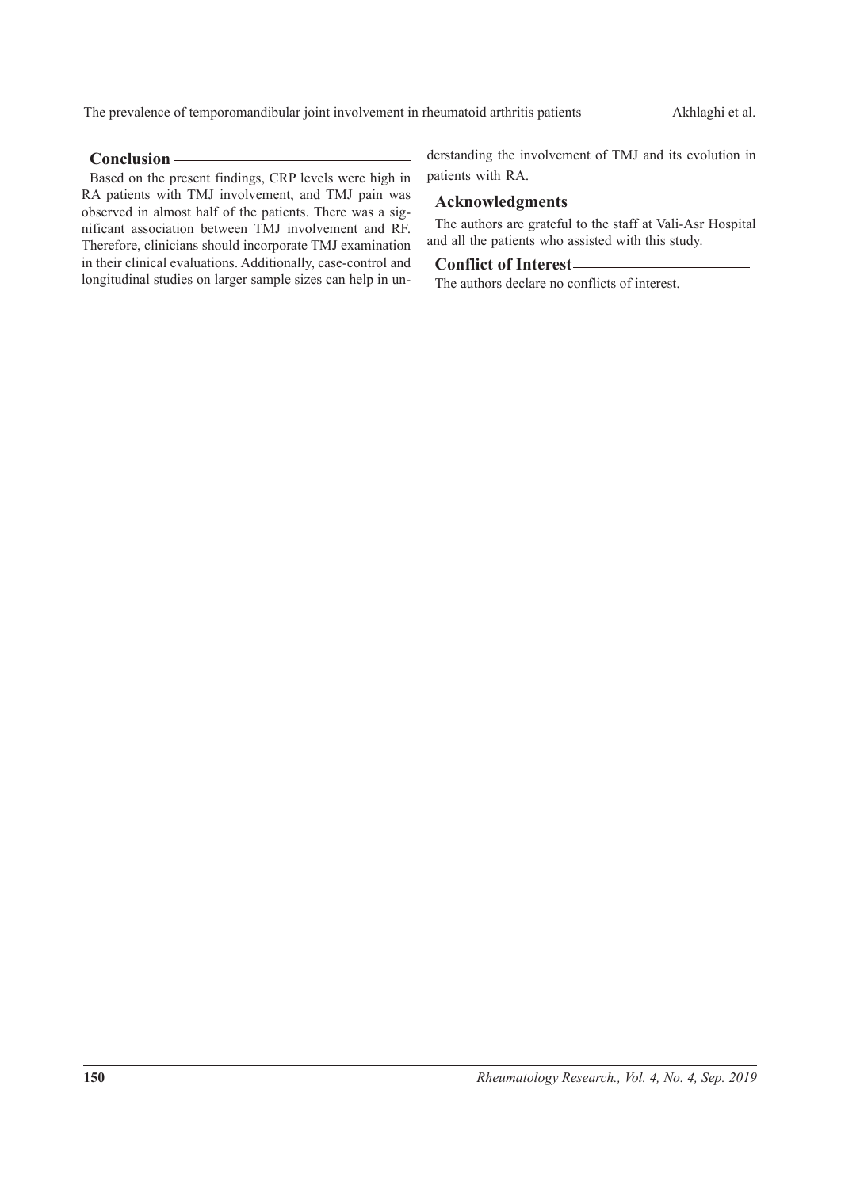## Conclusion

Based on the present findings, CRP levels were high in RA patients with TMJ involvement, and TMJ pain was observed in almost half of the patients. There was a significant association between TMJ involvement and RF. Therefore, clinicians should incorporate TMJ examination in their clinical evaluations. Additionally, case-control and longitudinal studies on larger sample sizes can help in understanding the involvement of TMJ and its evolution in patients with RA.

## Acknowledgments

The authors are grateful to the staff at Vali-Asr Hospital and all the patients who assisted with this study.

## Conflict of Interest

The authors declare no conflicts of interest.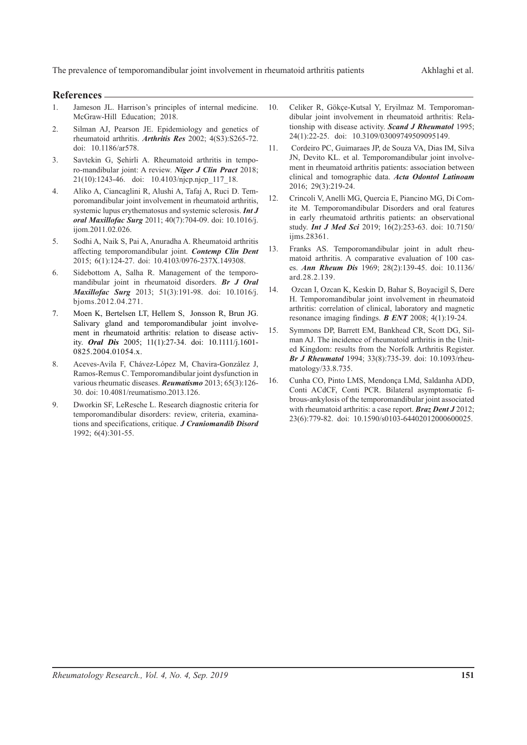## References

1. Jameson JL. Harrison's principles of internal medicine. McGraw-Hill Education; 2018.
2. Silman AJ, Pearson JE. Epidemiology and genetics of rheumatoid arthritis. ***Arthritis Res*** 2002; 4(S3):S265-72. doi: 10.1186/ar578.
3. Savtekin G, Şehirli A. Rheumatoid arthritis in temporo-mandibular joint: A review. ***Niger J Clin Pract*** 2018; 21(10):1243-46. doi: 10.4103/njcp.njcp_117_18.
4. Aliko A, Ciancaglini R, Alushi A, Tafaj A, Ruci D. Temporomandibular joint involvement in rheumatoid arthritis, systemic lupus erythematosus and systemic sclerosis. ***Int J oral Maxillofac Surg*** 2011; 40(7):704-09. doi: 10.1016/j.ijom.2011.02.026.
5. Sodhi A, Naik S, Pai A, Anuradha A. Rheumatoid arthritis affecting temporomandibular joint. ***Contemp Clin Dent*** 2015; 6(1):124-27. doi: 10.4103/0976-237X.149308.
6. Sidebottom A, Salha R. Management of the temporomandibular joint in rheumatoid disorders. ***Br J Oral Maxillofac Surg*** 2013; 51(3):191-98. doi: 10.1016/j.bjoms.2012.04.271.
7. Moen K, Bertelsen LT, Hellem S, Jonsson R, Brun JG. Salivary gland and temporomandibular joint involvement in rheumatoid arthritis: relation to disease activity. ***Oral Dis*** 2005; 11(1):27-34. doi: 10.1111/j.1601-0825.2004.01054.x.
8. Aceves-Avila F, Chávez-López M, Chavira-González J, Ramos-Remus C. Temporomandibular joint dysfunction in various rheumatic diseases. ***Reumatismo*** 2013; 65(3):126-30. doi: 10.4081/reumatismo.2013.126.
9. Dworkin SF, LeResche L. Research diagnostic criteria for temporomandibular disorders: review, criteria, examinations and specifications, critique. ***J Craniomandib Disord*** 1992; 6(4):301-55.
10. Celiker R, Gökçe-Kutsal Y, Eryilmaz M. Temporomandibular joint involvement in rheumatoid arthritis: Relationship with disease activity. ***Scand J Rheumatol*** 1995; 24(1):22-25. doi: 10.3109/03009749509095149.
11. Cordeiro PC, Guimaraes JP, de Souza VA, Dias IM, Silva JN, Devito KL. et al. Temporomandibular joint involvement in rheumatoid arthritis patients: association between clinical and tomographic data. ***Acta Odontol Latinoam*** 2016; 29(3):219-24.
12. Crincoli V, Anelli MG, Quercia E, Piancino MG, Di Comite M. Temporomandibular Disorders and oral features in early rheumatoid arthritis patients: an observational study. ***Int J Med Sci*** 2019; 16(2):253-63. doi: 10.7150/ijms.28361.
13. Franks AS. Temporomandibular joint in adult rheumatoid arthritis. A comparative evaluation of 100 cases. ***Ann Rheum Dis*** 1969; 28(2):139-45. doi: 10.1136/ard.28.2.139.
14. Ozcan I, Ozcan K, Keskin D, Bahar S, Boyacigil S, Dere H. Temporomandibular joint involvement in rheumatoid arthritis: correlation of clinical, laboratory and magnetic resonance imaging findings. ***B ENT*** 2008; 4(1):19-24.
15. Symmons DP, Barrett EM, Bankhead CR, Scott DG, Silman AJ. The incidence of rheumatoid arthritis in the United Kingdom: results from the Norfolk Arthritis Register. ***Br J Rheumatol*** 1994; 33(8):735-39. doi: 10.1093/rheumatology/33.8.735.
16. Cunha CO, Pinto LMS, Mendonça LMd, Saldanha ADD, Conti ACdCF, Conti PCR. Bilateral asymptomatic fibrous-ankylosis of the temporomandibular joint associated with rheumatoid arthritis: a case report. ***Braz Dent J*** 2012; 23(6):779-82. doi: 10.1590/s0103-64402012000600025.